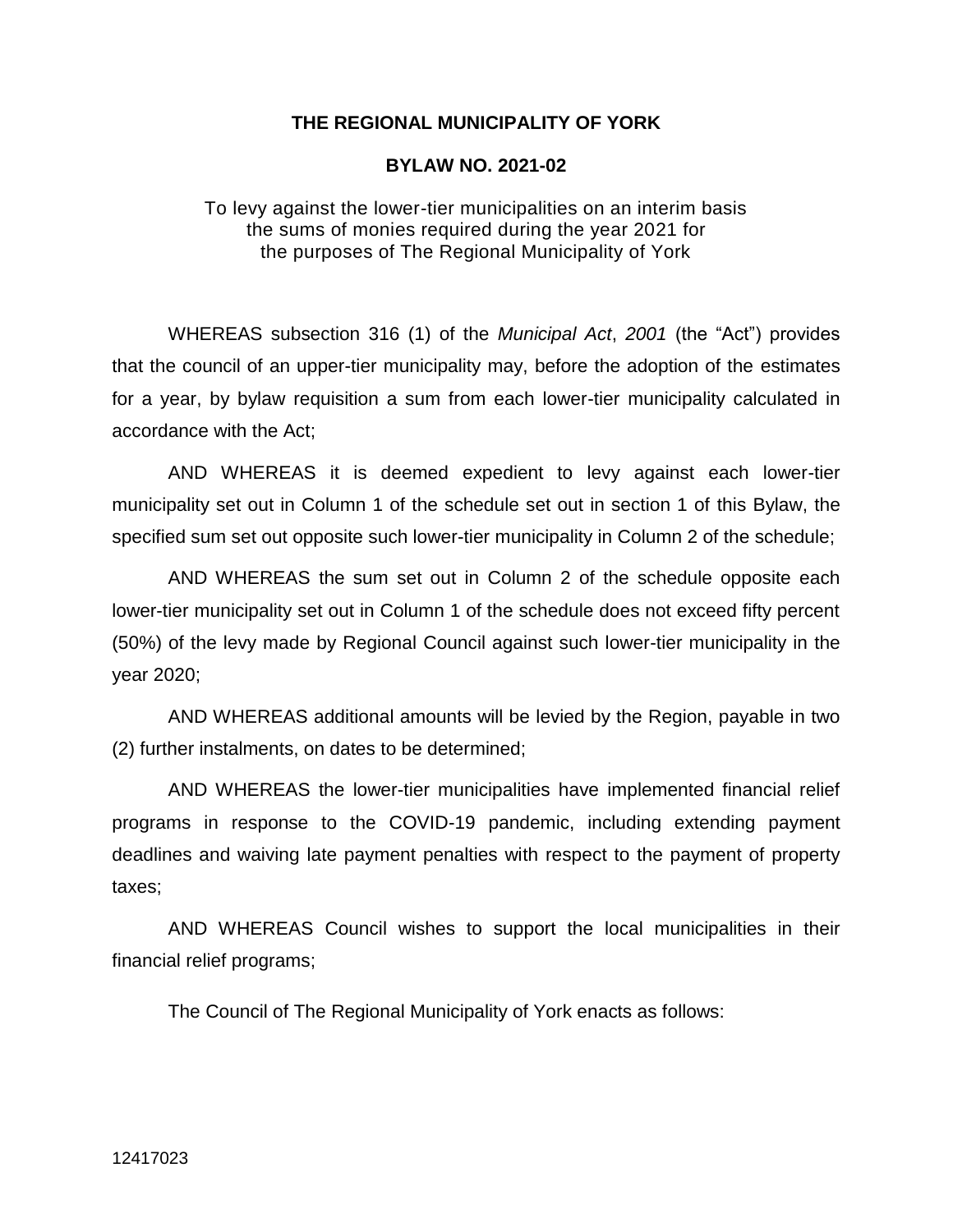# THE REGIONAL MUNICIPALITY OF YORK

## BYLAW NO. 2021-02

To levy against the lower-tier municipalities on an interim basis the sums of monies required during the year 2021 for the purposes of The Regional Municipality of York

WHEREAS subsection 316 (1) of the *Municipal Act*, *2001* (the "Act") provides that the council of an upper-tier municipality may, before the adoption of the estimates for a year, by bylaw requisition a sum from each lower-tier municipality calculated in accordance with the Act;

AND WHEREAS it is deemed expedient to levy against each lower-tier municipality set out in Column 1 of the schedule set out in section 1 of this Bylaw, the specified sum set out opposite such lower-tier municipality in Column 2 of the schedule;

AND WHEREAS the sum set out in Column 2 of the schedule opposite each lower-tier municipality set out in Column 1 of the schedule does not exceed fifty percent (50%) of the levy made by Regional Council against such lower-tier municipality in the year 2020;

AND WHEREAS additional amounts will be levied by the Region, payable in two (2) further instalments, on dates to be determined;

AND WHEREAS the lower-tier municipalities have implemented financial relief programs in response to the COVID-19 pandemic, including extending payment deadlines and waiving late payment penalties with respect to the payment of property taxes;

AND WHEREAS Council wishes to support the local municipalities in their financial relief programs;

The Council of The Regional Municipality of York enacts as follows:

12417023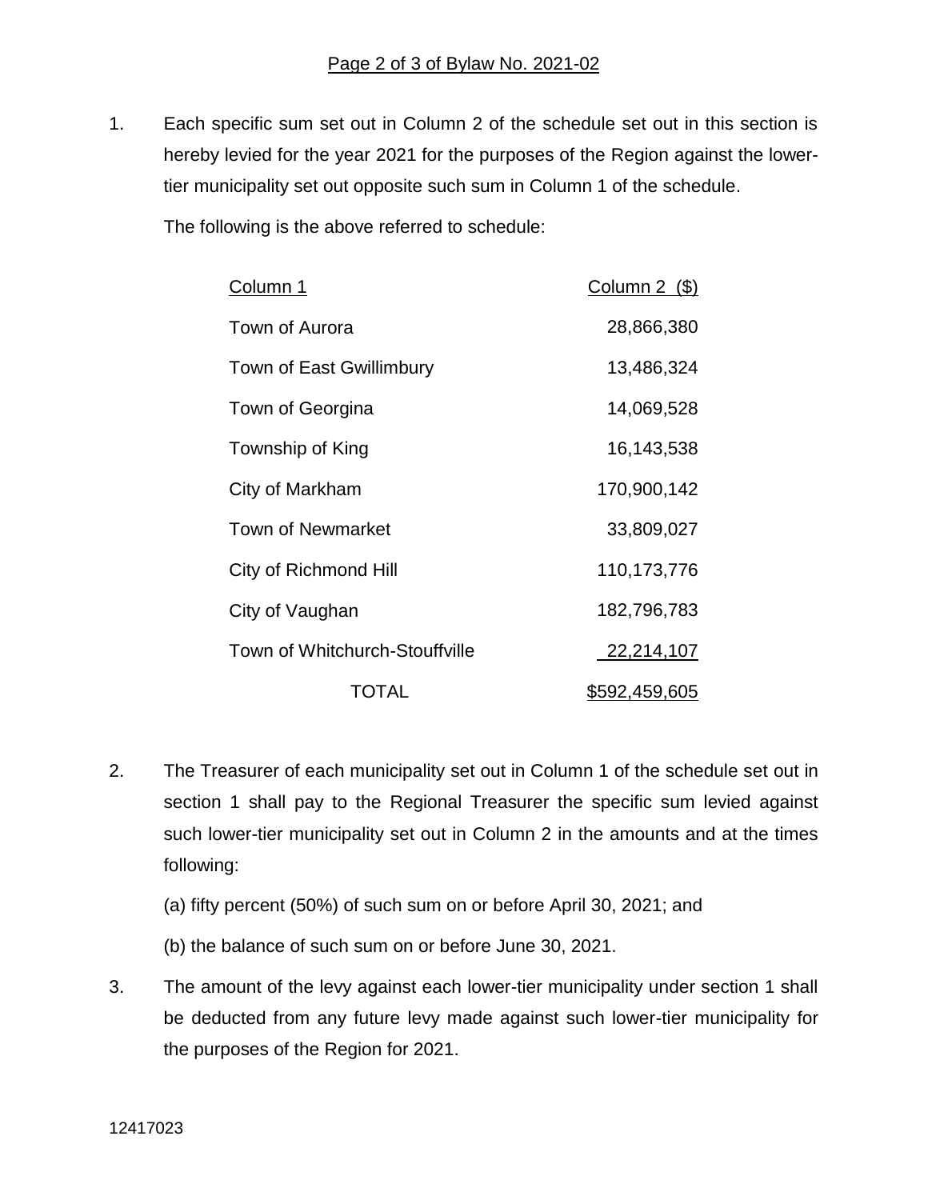1. Each specific sum set out in Column 2 of the schedule set out in this section is hereby levied for the year 2021 for the purposes of the Region against the lower-tier municipality set out opposite such sum in Column 1 of the schedule.

   The following is the above referred to schedule:

| Column 1 | Column 2 ($) |
|---|---:|
| Town of Aurora | 28,866,380 |
| Town of East Gwillimbury | 13,486,324 |
| Town of Georgina | 14,069,528 |
| Township of King | 16,143,538 |
| City of Markham | 170,900,142 |
| Town of Newmarket | 33,809,027 |
| City of Richmond Hill | 110,173,776 |
| City of Vaughan | 182,796,783 |
| Town of Whitchurch-Stouffville | 22,214,107 |
| TOTAL | $592,459,605 |

2. The Treasurer of each municipality set out in Column 1 of the schedule set out in section 1 shall pay to the Regional Treasurer the specific sum levied against such lower-tier municipality set out in Column 2 in the amounts and at the times following:

   (a) fifty percent (50%) of such sum on or before April 30, 2021; and

   (b) the balance of such sum on or before June 30, 2021.

3. The amount of the levy against each lower-tier municipality under section 1 shall be deducted from any future levy made against such lower-tier municipality for the purposes of the Region for 2021.

12417023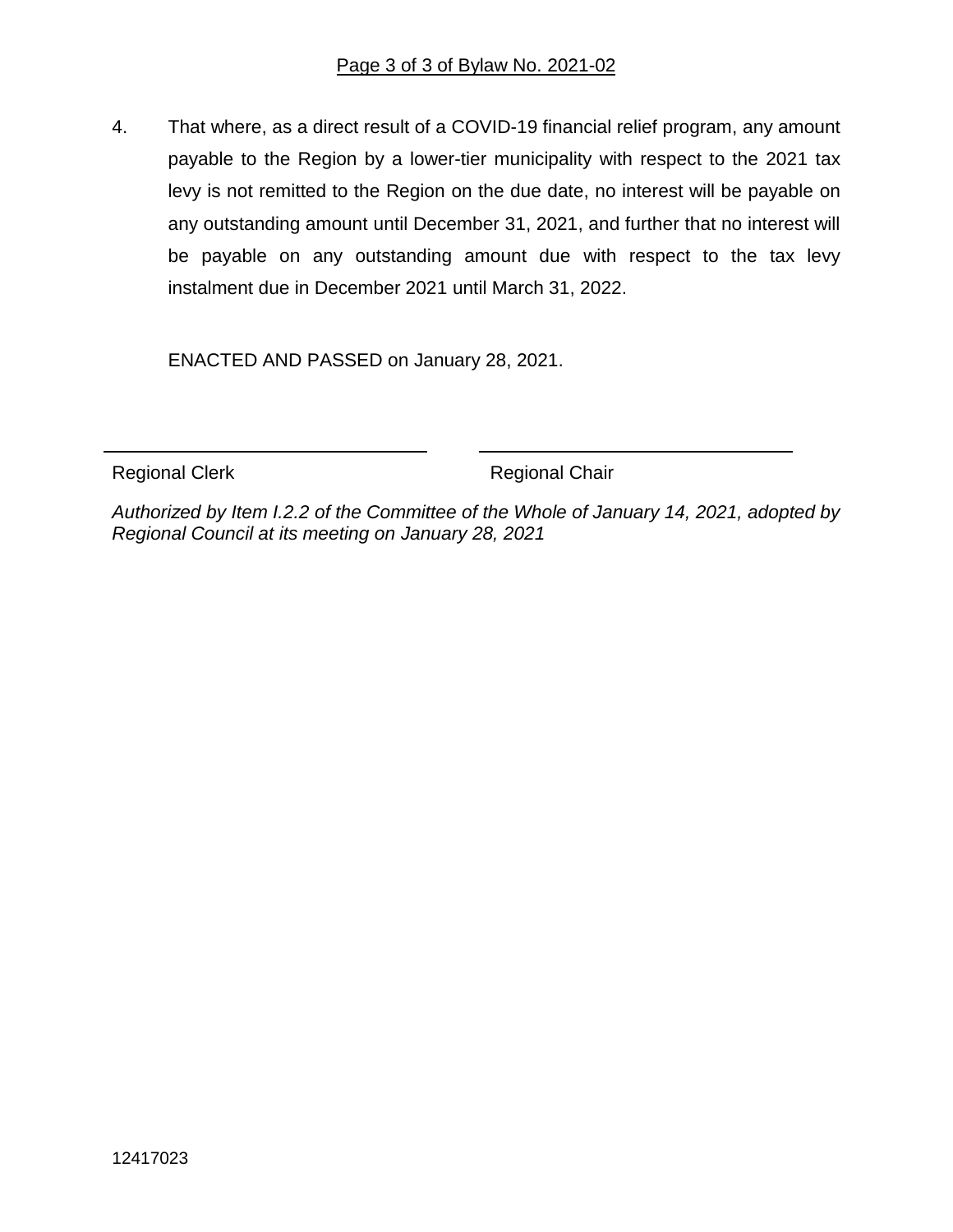4. That where, as a direct result of a COVID-19 financial relief program, any amount payable to the Region by a lower-tier municipality with respect to the 2021 tax levy is not remitted to the Region on the due date, no interest will be payable on any outstanding amount until December 31, 2021, and further that no interest will be payable on any outstanding amount due with respect to the tax levy instalment due in December 2021 until March 31, 2022.

ENACTED AND PASSED on January 28, 2021.

| | |
|---|---|
| Regional Clerk | Regional Chair |

*Authorized by Item I.2.2 of the Committee of the Whole of January 14, 2021, adopted by Regional Council at its meeting on January 28, 2021*

12417023